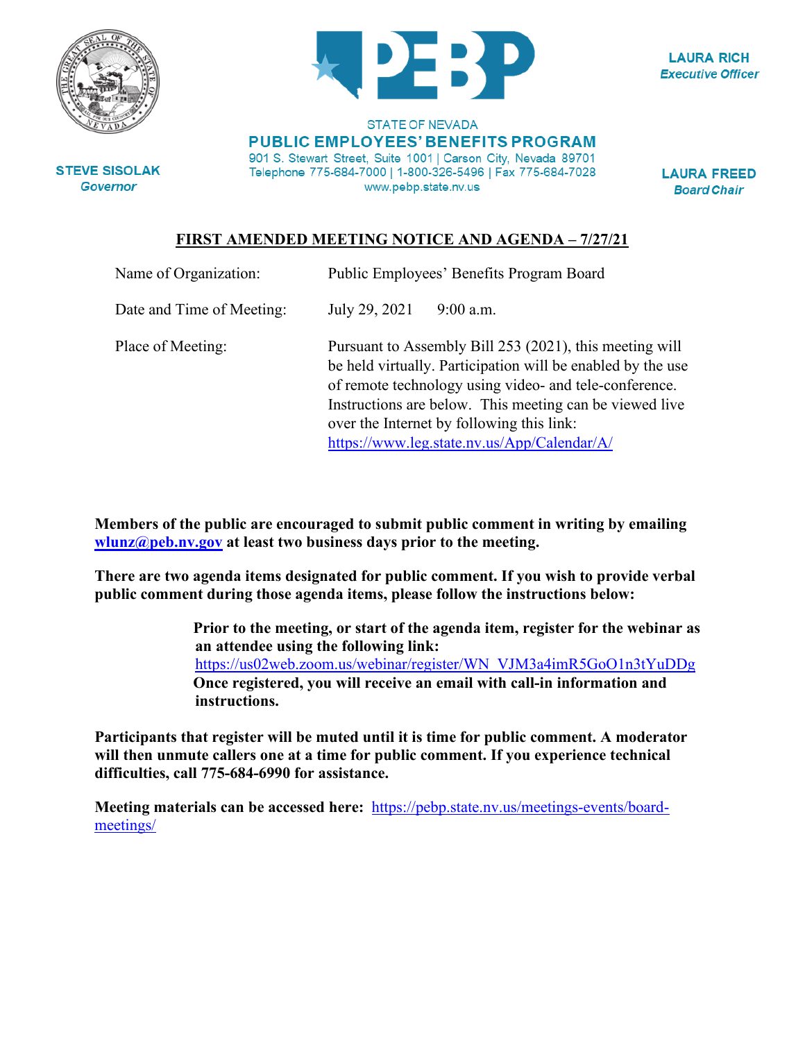STEVE SISOLAK
*Governor*

STATE OF NEVADA
**PUBLIC EMPLOYEES' BENEFITS PROGRAM**
901 S. Stewart Street, Suite 1001 | Carson City, Nevada 89701
Telephone 775-684-7000 | 1-800-326-5496 | Fax 775-684-7028
www.pebp.state.nv.us

LAURA RICH
*Executive Officer*

LAURA FREED
*Board Chair*

## FIRST AMENDED MEETING NOTICE AND AGENDA – 7/27/21

| | |
|---|---|
| Name of Organization: | Public Employees' Benefits Program Board |
| Date and Time of Meeting: | July 29, 2021 9:00 a.m. |
| Place of Meeting: | Pursuant to Assembly Bill 253 (2021), this meeting will be held virtually. Participation will be enabled by the use of remote technology using video- and tele-conference. Instructions are below. This meeting can be viewed live over the Internet by following this link: https://www.leg.state.nv.us/App/Calendar/A/ |

**Members of the public are encouraged to submit public comment in writing by emailing wlunz@peb.nv.gov at least two business days prior to the meeting.**

**There are two agenda items designated for public comment. If you wish to provide verbal public comment during those agenda items, please follow the instructions below:**

> **Prior to the meeting, or start of the agenda item, register for the webinar as an attendee using the following link:**
> https://us02web.zoom.us/webinar/register/WN_VJM3a4imR5GoO1n3tYuDDg
> **Once registered, you will receive an email with call-in information and instructions.**

**Participants that register will be muted until it is time for public comment. A moderator will then unmute callers one at a time for public comment. If you experience technical difficulties, call 775-684-6990 for assistance.**

**Meeting materials can be accessed here:** https://pebp.state.nv.us/meetings-events/board-meetings/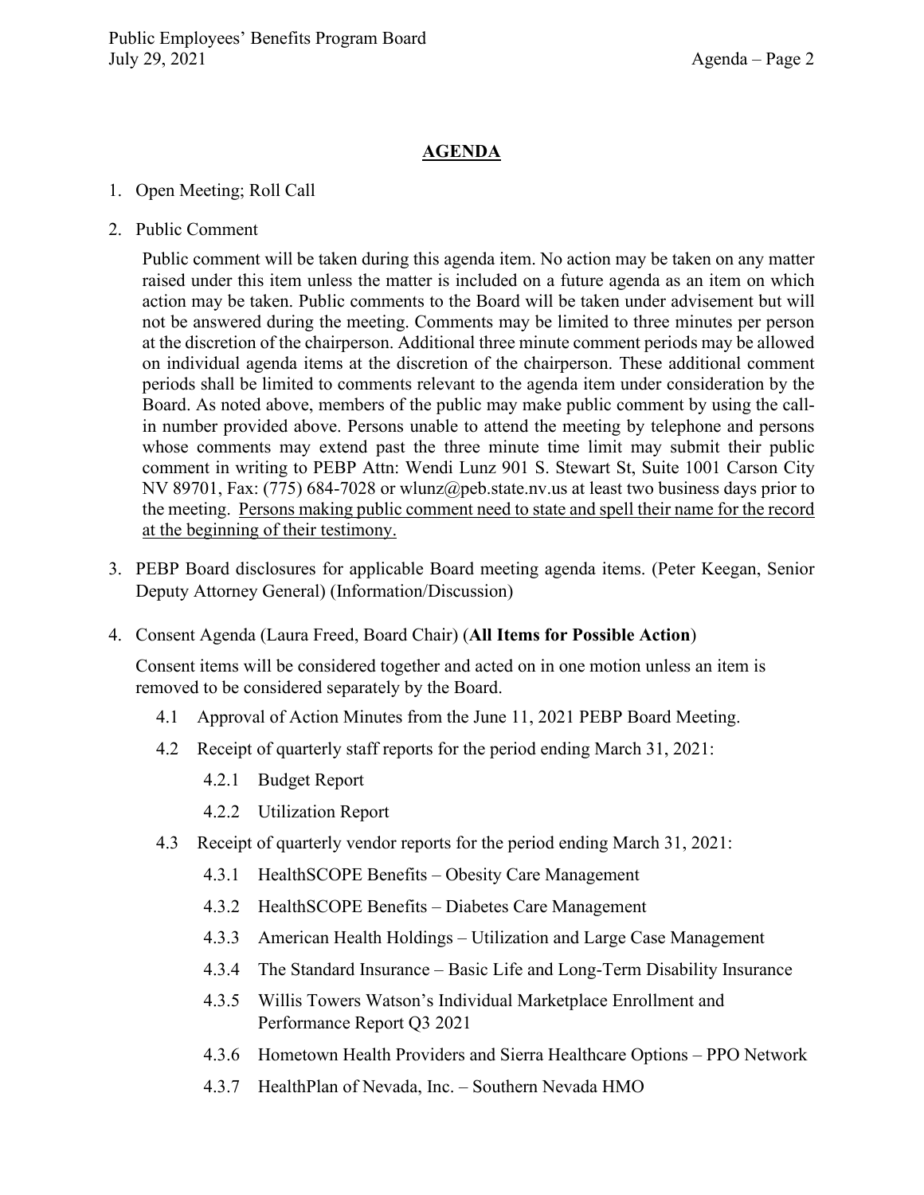## AGENDA

1. Open Meeting; Roll Call

2. Public Comment

   Public comment will be taken during this agenda item. No action may be taken on any matter raised under this item unless the matter is included on a future agenda as an item on which action may be taken. Public comments to the Board will be taken under advisement but will not be answered during the meeting. Comments may be limited to three minutes per person at the discretion of the chairperson. Additional three minute comment periods may be allowed on individual agenda items at the discretion of the chairperson. These additional comment periods shall be limited to comments relevant to the agenda item under consideration by the Board. As noted above, members of the public may make public comment by using the call-in number provided above. Persons unable to attend the meeting by telephone and persons whose comments may extend past the three minute time limit may submit their public comment in writing to PEBP Attn: Wendi Lunz 901 S. Stewart St, Suite 1001 Carson City NV 89701, Fax: (775) 684-7028 or wlunz@peb.state.nv.us at least two business days prior to the meeting. <u>Persons making public comment need to state and spell their name for the record at the beginning of their testimony.</u>

3. PEBP Board disclosures for applicable Board meeting agenda items. (Peter Keegan, Senior Deputy Attorney General) (Information/Discussion)

4. Consent Agenda (Laura Freed, Board Chair) (**All Items for Possible Action**)

   Consent items will be considered together and acted on in one motion unless an item is removed to be considered separately by the Board.

   4.1 Approval of Action Minutes from the June 11, 2021 PEBP Board Meeting.

   4.2 Receipt of quarterly staff reports for the period ending March 31, 2021:

      4.2.1 Budget Report

      4.2.2 Utilization Report

   4.3 Receipt of quarterly vendor reports for the period ending March 31, 2021:

      4.3.1 HealthSCOPE Benefits – Obesity Care Management

      4.3.2 HealthSCOPE Benefits – Diabetes Care Management

      4.3.3 American Health Holdings – Utilization and Large Case Management

      4.3.4 The Standard Insurance – Basic Life and Long-Term Disability Insurance

      4.3.5 Willis Towers Watson's Individual Marketplace Enrollment and Performance Report Q3 2021

      4.3.6 Hometown Health Providers and Sierra Healthcare Options – PPO Network

      4.3.7 HealthPlan of Nevada, Inc. – Southern Nevada HMO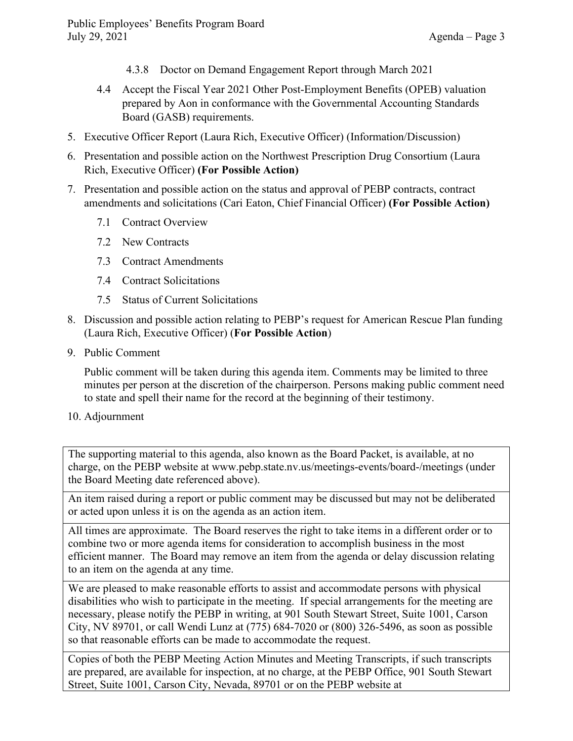4.3.8 Doctor on Demand Engagement Report through March 2021

4.4 Accept the Fiscal Year 2021 Other Post-Employment Benefits (OPEB) valuation prepared by Aon in conformance with the Governmental Accounting Standards Board (GASB) requirements.

5. Executive Officer Report (Laura Rich, Executive Officer) (Information/Discussion)

6. Presentation and possible action on the Northwest Prescription Drug Consortium (Laura Rich, Executive Officer) **(For Possible Action)**

7. Presentation and possible action on the status and approval of PEBP contracts, contract amendments and solicitations (Cari Eaton, Chief Financial Officer) **(For Possible Action)**

   7.1 Contract Overview

   7.2 New Contracts

   7.3 Contract Amendments

   7.4 Contract Solicitations

   7.5 Status of Current Solicitations

8. Discussion and possible action relating to PEBP's request for American Rescue Plan funding (Laura Rich, Executive Officer) (**For Possible Action**)

9. Public Comment

   Public comment will be taken during this agenda item. Comments may be limited to three minutes per person at the discretion of the chairperson. Persons making public comment need to state and spell their name for the record at the beginning of their testimony.

10. Adjournment

| |
|---|
| The supporting material to this agenda, also known as the Board Packet, is available, at no charge, on the PEBP website at www.pebp.state.nv.us/meetings-events/board-/meetings (under the Board Meeting date referenced above). |
| An item raised during a report or public comment may be discussed but may not be deliberated or acted upon unless it is on the agenda as an action item. |
| All times are approximate. The Board reserves the right to take items in a different order or to combine two or more agenda items for consideration to accomplish business in the most efficient manner. The Board may remove an item from the agenda or delay discussion relating to an item on the agenda at any time. |
| We are pleased to make reasonable efforts to assist and accommodate persons with physical disabilities who wish to participate in the meeting. If special arrangements for the meeting are necessary, please notify the PEBP in writing, at 901 South Stewart Street, Suite 1001, Carson City, NV 89701, or call Wendi Lunz at (775) 684-7020 or (800) 326-5496, as soon as possible so that reasonable efforts can be made to accommodate the request. |
| Copies of both the PEBP Meeting Action Minutes and Meeting Transcripts, if such transcripts are prepared, are available for inspection, at no charge, at the PEBP Office, 901 South Stewart Street, Suite 1001, Carson City, Nevada, 89701 or on the PEBP website at |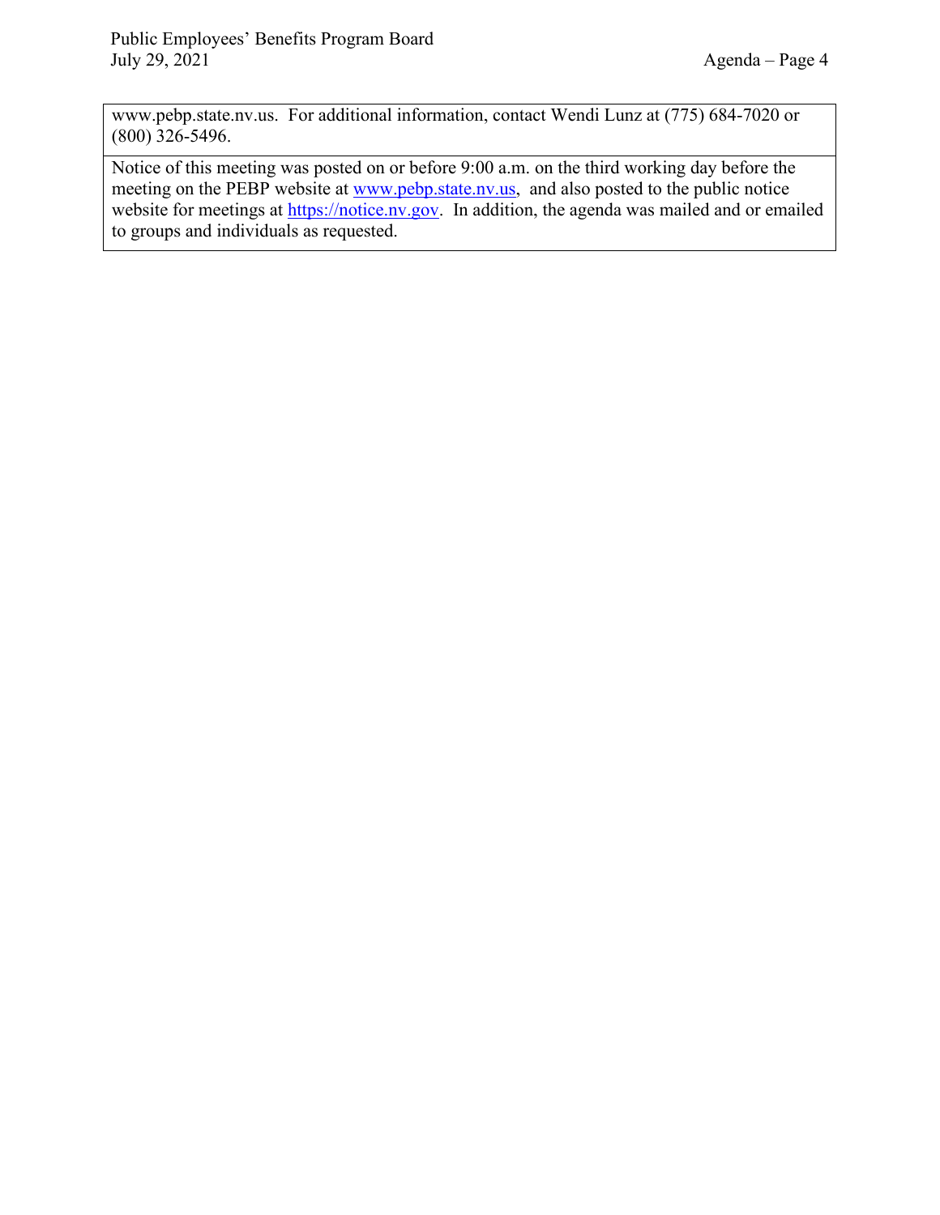www.pebp.state.nv.us. For additional information, contact Wendi Lunz at (775) 684-7020 or (800) 326-5496.

Notice of this meeting was posted on or before 9:00 a.m. on the third working day before the meeting on the PEBP website at [www.pebp.state.nv.us](www.pebp.state.nv.us), and also posted to the public notice website for meetings at [https://notice.nv.gov](https://notice.nv.gov). In addition, the agenda was mailed and or emailed to groups and individuals as requested.